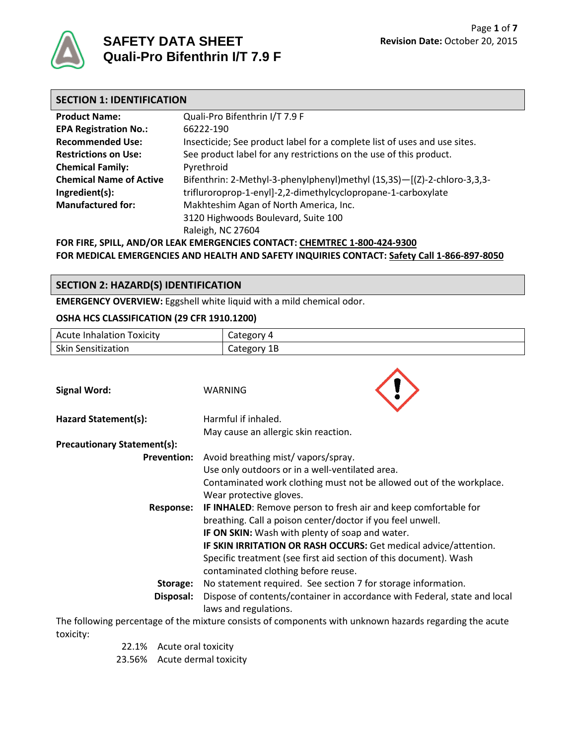# SAFETY DATA SHEET
# Quali-Pro Bifenthrin I/T 7.9 F

**Revision Date:** October 20, 2015

## SECTION 1: IDENTIFICATION

| | |
|---|---|
| **Product Name:** | Quali-Pro Bifenthrin I/T 7.9 F |
| **EPA Registration No.:** | 66222-190 |
| **Recommended Use:** | Insecticide; See product label for a complete list of uses and use sites. |
| **Restrictions on Use:** | See product label for any restrictions on the use of this product. |
| **Chemical Family:** | Pyrethroid |
| **Chemical Name of Active Ingredient(s):** | Bifenthrin: 2-Methyl-3-phenylphenyl)methyl (1S,3S)—[(Z)-2-chloro-3,3,3-trifluroroprop-1-enyl]-2,2-dimethylcyclopropane-1-carboxylate |
| **Manufactured for:** | Makhteshim Agan of North America, Inc.<br>3120 Highwoods Boulevard, Suite 100<br>Raleigh, NC 27604 |

**FOR FIRE, SPILL, AND/OR LEAK EMERGENCIES CONTACT: CHEMTREC 1-800-424-9300**

**FOR MEDICAL EMERGENCIES AND HEALTH AND SAFETY INQUIRIES CONTACT: Safety Call 1-866-897-8050**

## SECTION 2: HAZARD(S) IDENTIFICATION

**EMERGENCY OVERVIEW:** Eggshell white liquid with a mild chemical odor.

**OSHA HCS CLASSIFICATION (29 CFR 1910.1200)**

| Hazard | Category |
|---|---|
| Acute Inhalation Toxicity | Category 4 |
| Skin Sensitization | Category 1B |

**Signal Word:** WARNING

**Hazard Statement(s):**
Harmful if inhaled.
May cause an allergic skin reaction.

**Precautionary Statement(s):**

**Prevention:** Avoid breathing mist/ vapors/spray.
Use only outdoors or in a well-ventilated area.
Contaminated work clothing must not be allowed out of the workplace.
Wear protective gloves.

**Response:** **IF INHALED**: Remove person to fresh air and keep comfortable for breathing. Call a poison center/doctor if you feel unwell.
**IF ON SKIN:** Wash with plenty of soap and water.
**IF SKIN IRRITATION OR RASH OCCURS:** Get medical advice/attention. Specific treatment (see first aid section of this document). Wash contaminated clothing before reuse.

**Storage:** No statement required. See section 7 for storage information.

**Disposal:** Dispose of contents/container in accordance with Federal, state and local laws and regulations.

The following percentage of the mixture consists of components with unknown hazards regarding the acute toxicity:

- 22.1% Acute oral toxicity
- 23.56% Acute dermal toxicity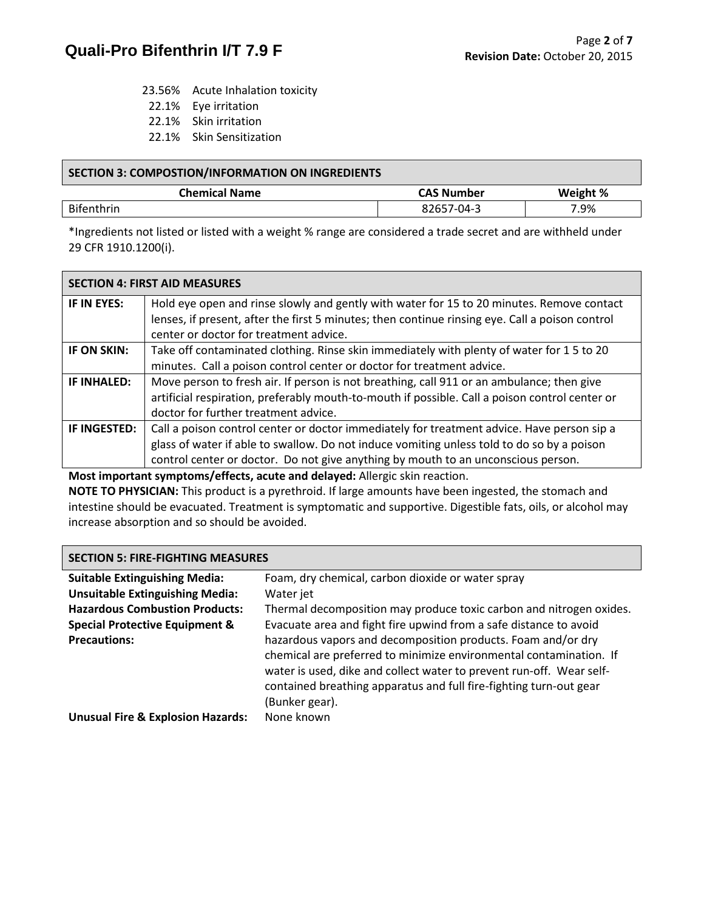23.56% Acute Inhalation toxicity
22.1% Eye irritation
22.1% Skin irritation
22.1% Skin Sensitization

## SECTION 3: COMPOSTION/INFORMATION ON INGREDIENTS

| Chemical Name | CAS Number | Weight % |
|---|---|---|
| Bifenthrin | 82657-04-3 | 7.9% |

*Ingredients not listed or listed with a weight % range are considered a trade secret and are withheld under 29 CFR 1910.1200(i).

## SECTION 4: FIRST AID MEASURES

| | |
|---|---|
| **IF IN EYES:** | Hold eye open and rinse slowly and gently with water for 15 to 20 minutes. Remove contact lenses, if present, after the first 5 minutes; then continue rinsing eye. Call a poison control center or doctor for treatment advice. |
| **IF ON SKIN:** | Take off contaminated clothing. Rinse skin immediately with plenty of water for 1 5 to 20 minutes. Call a poison control center or doctor for treatment advice. |
| **IF INHALED:** | Move person to fresh air. If person is not breathing, call 911 or an ambulance; then give artificial respiration, preferably mouth-to-mouth if possible. Call a poison control center or doctor for further treatment advice. |
| **IF INGESTED:** | Call a poison control center or doctor immediately for treatment advice. Have person sip a glass of water if able to swallow. Do not induce vomiting unless told to do so by a poison control center or doctor. Do not give anything by mouth to an unconscious person. |

**Most important symptoms/effects, acute and delayed:** Allergic skin reaction.

**NOTE TO PHYSICIAN:** This product is a pyrethroid. If large amounts have been ingested, the stomach and intestine should be evacuated. Treatment is symptomatic and supportive. Digestible fats, oils, or alcohol may increase absorption and so should be avoided.

## SECTION 5: FIRE-FIGHTING MEASURES

**Suitable Extinguishing Media:** Foam, dry chemical, carbon dioxide or water spray

**Unsuitable Extinguishing Media:** Water jet

**Hazardous Combustion Products:** Thermal decomposition may produce toxic carbon and nitrogen oxides.

**Special Protective Equipment & Precautions:** Evacuate area and fight fire upwind from a safe distance to avoid hazardous vapors and decomposition products. Foam and/or dry chemical are preferred to minimize environmental contamination. If water is used, dike and collect water to prevent run-off. Wear self-contained breathing apparatus and full fire-fighting turn-out gear (Bunker gear).

**Unusual Fire & Explosion Hazards:** None known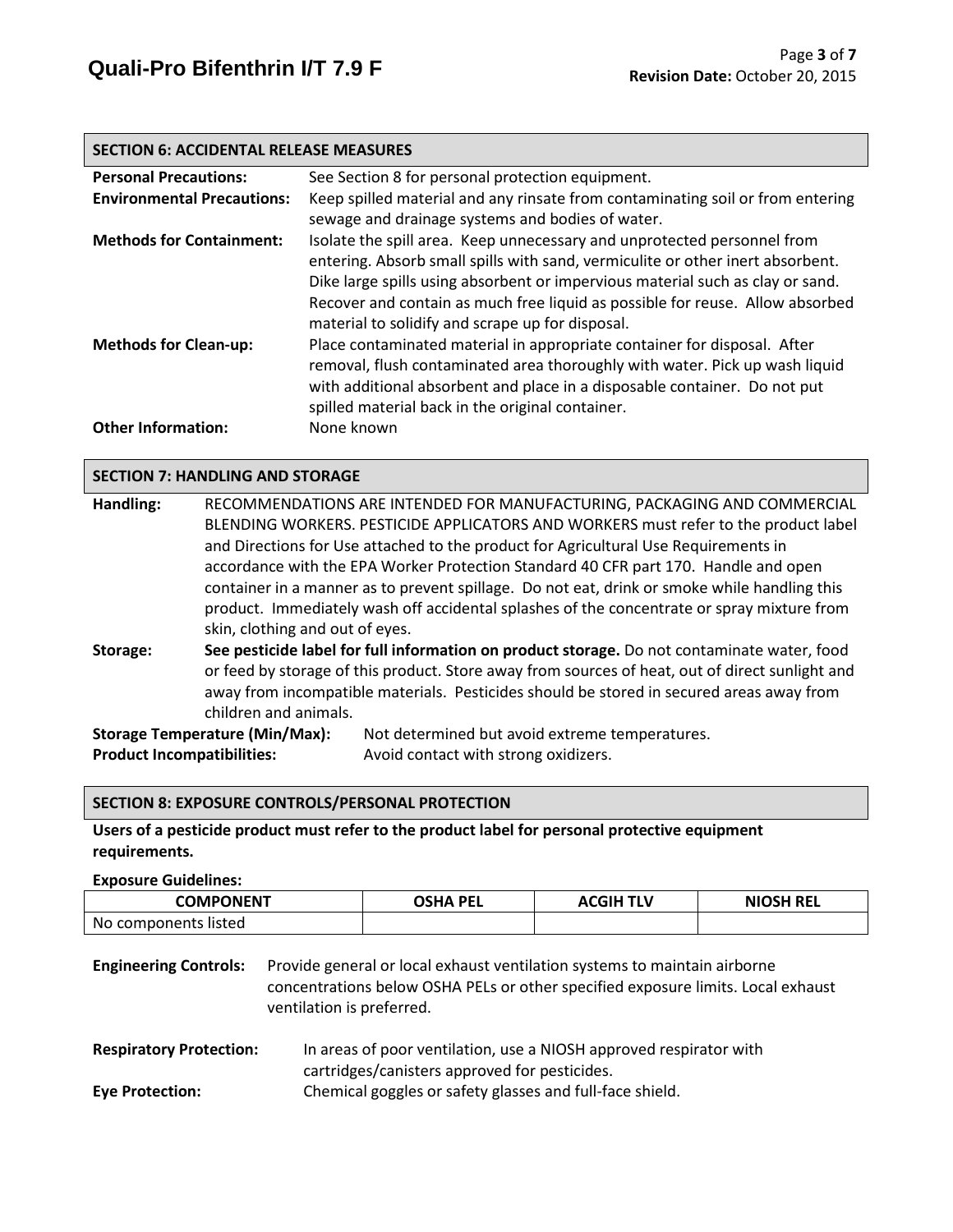## SECTION 6: ACCIDENTAL RELEASE MEASURES

**Personal Precautions:** See Section 8 for personal protection equipment.

**Environmental Precautions:** Keep spilled material and any rinsate from contaminating soil or from entering sewage and drainage systems and bodies of water.

**Methods for Containment:** Isolate the spill area. Keep unnecessary and unprotected personnel from entering. Absorb small spills with sand, vermiculite or other inert absorbent. Dike large spills using absorbent or impervious material such as clay or sand. Recover and contain as much free liquid as possible for reuse. Allow absorbed material to solidify and scrape up for disposal.

**Methods for Clean-up:** Place contaminated material in appropriate container for disposal. After removal, flush contaminated area thoroughly with water. Pick up wash liquid with additional absorbent and place in a disposable container. Do not put spilled material back in the original container.

**Other Information:** None known

## SECTION 7: HANDLING AND STORAGE

**Handling:** RECOMMENDATIONS ARE INTENDED FOR MANUFACTURING, PACKAGING AND COMMERCIAL BLENDING WORKERS. PESTICIDE APPLICATORS AND WORKERS must refer to the product label and Directions for Use attached to the product for Agricultural Use Requirements in accordance with the EPA Worker Protection Standard 40 CFR part 170. Handle and open container in a manner as to prevent spillage. Do not eat, drink or smoke while handling this product. Immediately wash off accidental splashes of the concentrate or spray mixture from skin, clothing and out of eyes.

**Storage:** **See pesticide label for full information on product storage.** Do not contaminate water, food or feed by storage of this product. Store away from sources of heat, out of direct sunlight and away from incompatible materials. Pesticides should be stored in secured areas away from children and animals.

**Storage Temperature (Min/Max):** Not determined but avoid extreme temperatures.

**Product Incompatibilities:** Avoid contact with strong oxidizers.

## SECTION 8: EXPOSURE CONTROLS/PERSONAL PROTECTION

**Users of a pesticide product must refer to the product label for personal protective equipment requirements.**

**Exposure Guidelines:**

| COMPONENT | OSHA PEL | ACGIH TLV | NIOSH REL |
|---|---|---|---|
| No components listed | | | |

**Engineering Controls:** Provide general or local exhaust ventilation systems to maintain airborne concentrations below OSHA PELs or other specified exposure limits. Local exhaust ventilation is preferred.

**Respiratory Protection:** In areas of poor ventilation, use a NIOSH approved respirator with cartridges/canisters approved for pesticides.

**Eye Protection:** Chemical goggles or safety glasses and full-face shield.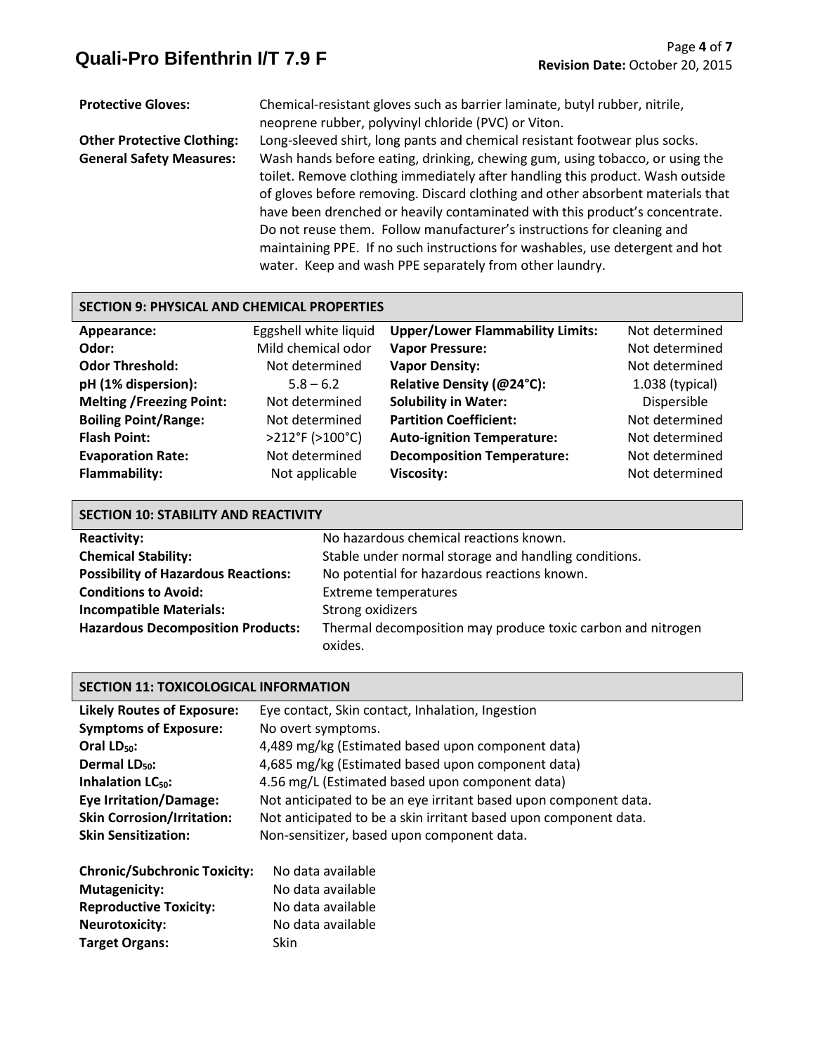**Protective Gloves:** Chemical-resistant gloves such as barrier laminate, butyl rubber, nitrile, neoprene rubber, polyvinyl chloride (PVC) or Viton.

**Other Protective Clothing:** Long-sleeved shirt, long pants and chemical resistant footwear plus socks.

**General Safety Measures:** Wash hands before eating, drinking, chewing gum, using tobacco, or using the toilet. Remove clothing immediately after handling this product. Wash outside of gloves before removing. Discard clothing and other absorbent materials that have been drenched or heavily contaminated with this product's concentrate. Do not reuse them. Follow manufacturer's instructions for cleaning and maintaining PPE. If no such instructions for washables, use detergent and hot water. Keep and wash PPE separately from other laundry.

## SECTION 9: PHYSICAL AND CHEMICAL PROPERTIES

| Property | Value | Property | Value |
|---|---|---|---|
| **Appearance:** | Eggshell white liquid | **Upper/Lower Flammability Limits:** | Not determined |
| **Odor:** | Mild chemical odor | **Vapor Pressure:** | Not determined |
| **Odor Threshold:** | Not determined | **Vapor Density:** | Not determined |
| **pH (1% dispersion):** | 5.8 – 6.2 | **Relative Density (@24°C):** | 1.038 (typical) |
| **Melting /Freezing Point:** | Not determined | **Solubility in Water:** | Dispersible |
| **Boiling Point/Range:** | Not determined | **Partition Coefficient:** | Not determined |
| **Flash Point:** | >212°F (>100°C) | **Auto-ignition Temperature:** | Not determined |
| **Evaporation Rate:** | Not determined | **Decomposition Temperature:** | Not determined |
| **Flammability:** | Not applicable | **Viscosity:** | Not determined |

## SECTION 10: STABILITY AND REACTIVITY

**Reactivity:** No hazardous chemical reactions known.

**Chemical Stability:** Stable under normal storage and handling conditions.

**Possibility of Hazardous Reactions:** No potential for hazardous reactions known.

**Conditions to Avoid:** Extreme temperatures

**Incompatible Materials:** Strong oxidizers

**Hazardous Decomposition Products:** Thermal decomposition may produce toxic carbon and nitrogen oxides.

## SECTION 11: TOXICOLOGICAL INFORMATION

**Likely Routes of Exposure:** Eye contact, Skin contact, Inhalation, Ingestion

**Symptoms of Exposure:** No overt symptoms.

**Oral $LD_{50}$:** 4,489 mg/kg (Estimated based upon component data)

**Dermal $LD_{50}$:** 4,685 mg/kg (Estimated based upon component data)

**Inhalation $LC_{50}$:** 4.56 mg/L (Estimated based upon component data)

**Eye Irritation/Damage:** Not anticipated to be an eye irritant based upon component data.

**Skin Corrosion/Irritation:** Not anticipated to be a skin irritant based upon component data.

**Skin Sensitization:** Non-sensitizer, based upon component data.

**Chronic/Subchronic Toxicity:** No data available

**Mutagenicity:** No data available

**Reproductive Toxicity:** No data available

**Neurotoxicity:** No data available

**Target Organs:** Skin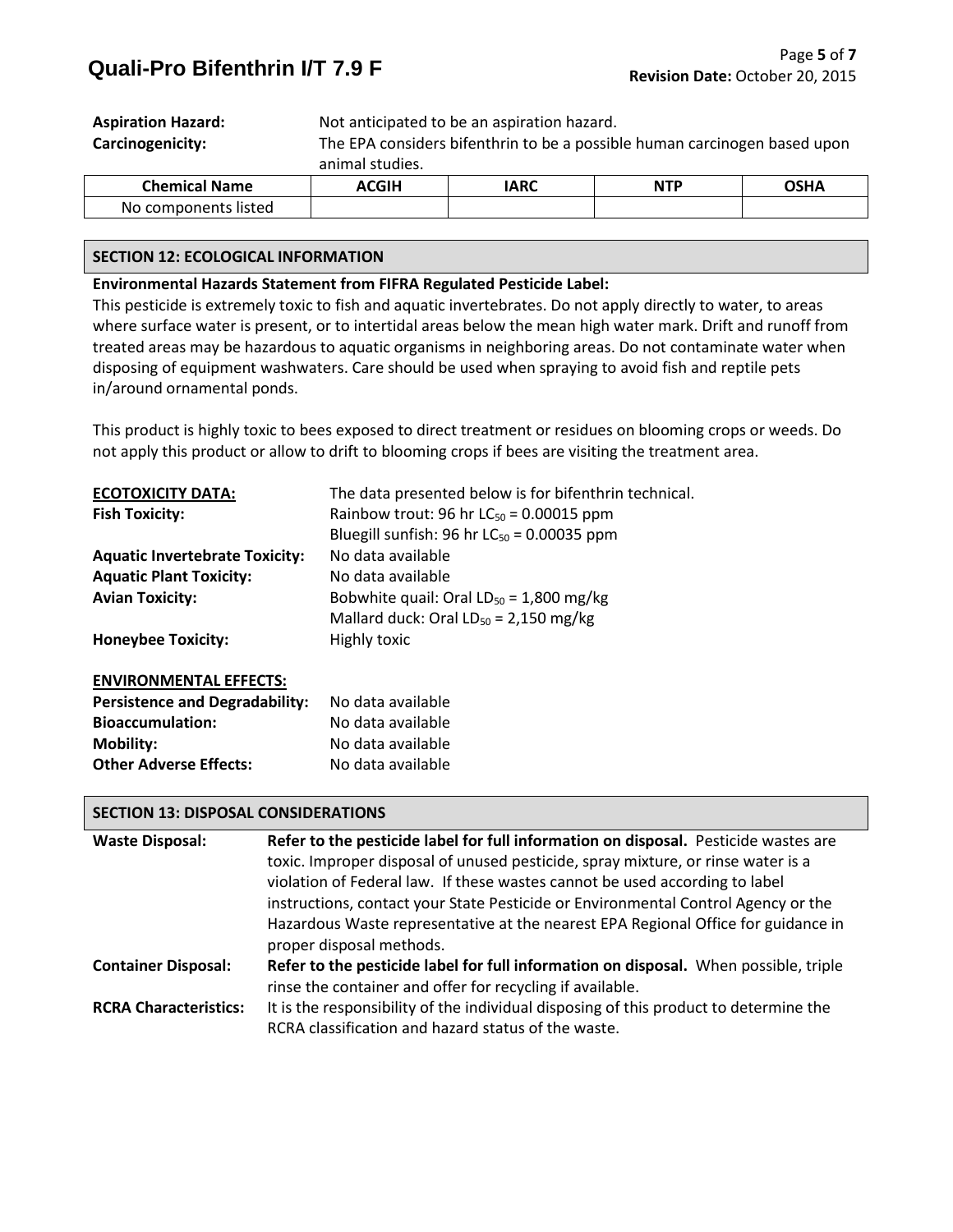**Aspiration Hazard:** Not anticipated to be an aspiration hazard.

**Carcinogenicity:** The EPA considers bifenthrin to be a possible human carcinogen based upon animal studies.

| Chemical Name | ACGIH | IARC | NTP | OSHA |
|---|---|---|---|---|
| No components listed | | | | |

## SECTION 12: ECOLOGICAL INFORMATION

**Environmental Hazards Statement from FIFRA Regulated Pesticide Label:**

This pesticide is extremely toxic to fish and aquatic invertebrates. Do not apply directly to water, to areas where surface water is present, or to intertidal areas below the mean high water mark. Drift and runoff from treated areas may be hazardous to aquatic organisms in neighboring areas. Do not contaminate water when disposing of equipment washwaters. Care should be used when spraying to avoid fish and reptile pets in/around ornamental ponds.

This product is highly toxic to bees exposed to direct treatment or residues on blooming crops or weeds. Do not apply this product or allow to drift to blooming crops if bees are visiting the treatment area.

**ECOTOXICITY DATA:** The data presented below is for bifenthrin technical.

**Fish Toxicity:** Rainbow trout: 96 hr $LC_{50}$ = 0.00015 ppm
Bluegill sunfish: 96 hr $LC_{50}$ = 0.00035 ppm

**Aquatic Invertebrate Toxicity:** No data available

**Aquatic Plant Toxicity:** No data available

**Avian Toxicity:** Bobwhite quail: Oral $LD_{50}$ = 1,800 mg/kg
Mallard duck: Oral $LD_{50}$ = 2,150 mg/kg

**Honeybee Toxicity:** Highly toxic

**ENVIRONMENTAL EFFECTS:**

**Persistence and Degradability:** No data available

**Bioaccumulation:** No data available

**Mobility:** No data available

**Other Adverse Effects:** No data available

## SECTION 13: DISPOSAL CONSIDERATIONS

**Waste Disposal:** **Refer to the pesticide label for full information on disposal.** Pesticide wastes are toxic. Improper disposal of unused pesticide, spray mixture, or rinse water is a violation of Federal law. If these wastes cannot be used according to label instructions, contact your State Pesticide or Environmental Control Agency or the Hazardous Waste representative at the nearest EPA Regional Office for guidance in proper disposal methods.

**Container Disposal:** **Refer to the pesticide label for full information on disposal.** When possible, triple rinse the container and offer for recycling if available.

**RCRA Characteristics:** It is the responsibility of the individual disposing of this product to determine the RCRA classification and hazard status of the waste.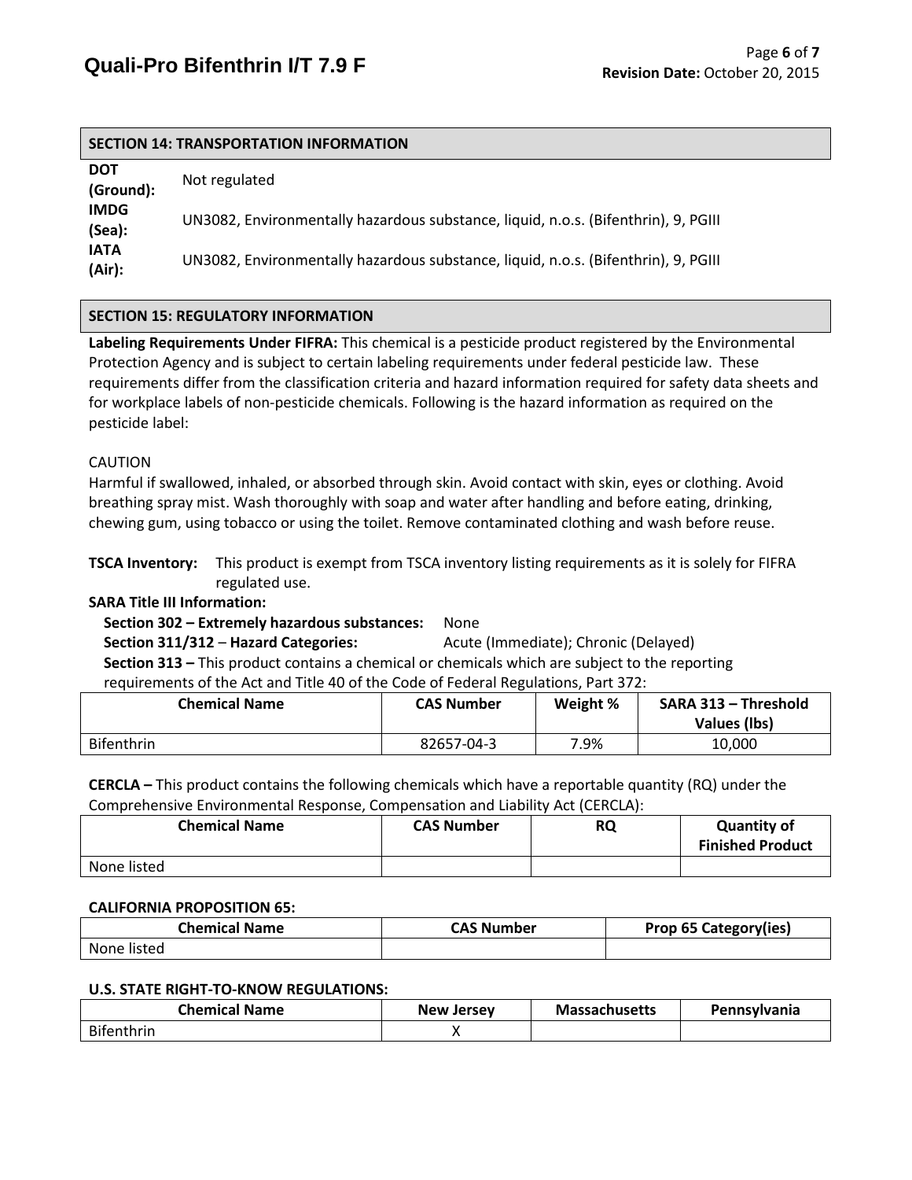## SECTION 14: TRANSPORTATION INFORMATION

**DOT (Ground):** Not regulated

**IMDG (Sea):** UN3082, Environmentally hazardous substance, liquid, n.o.s. (Bifenthrin), 9, PGIII

**IATA (Air):** UN3082, Environmentally hazardous substance, liquid, n.o.s. (Bifenthrin), 9, PGIII

## SECTION 15: REGULATORY INFORMATION

**Labeling Requirements Under FIFRA:** This chemical is a pesticide product registered by the Environmental Protection Agency and is subject to certain labeling requirements under federal pesticide law. These requirements differ from the classification criteria and hazard information required for safety data sheets and for workplace labels of non-pesticide chemicals. Following is the hazard information as required on the pesticide label:

CAUTION

Harmful if swallowed, inhaled, or absorbed through skin. Avoid contact with skin, eyes or clothing. Avoid breathing spray mist. Wash thoroughly with soap and water after handling and before eating, drinking, chewing gum, using tobacco or using the toilet. Remove contaminated clothing and wash before reuse.

**TSCA Inventory:** This product is exempt from TSCA inventory listing requirements as it is solely for FIFRA regulated use.

**SARA Title III Information:**

**Section 302 – Extremely hazardous substances:** None

**Section 311/312 – Hazard Categories:** Acute (Immediate); Chronic (Delayed)

**Section 313 –** This product contains a chemical or chemicals which are subject to the reporting requirements of the Act and Title 40 of the Code of Federal Regulations, Part 372:

| Chemical Name | CAS Number | Weight % | SARA 313 – Threshold Values (lbs) |
|---|---|---|---|
| Bifenthrin | 82657-04-3 | 7.9% | 10,000 |

**CERCLA –** This product contains the following chemicals which have a reportable quantity (RQ) under the Comprehensive Environmental Response, Compensation and Liability Act (CERCLA):

| Chemical Name | CAS Number | RQ | Quantity of Finished Product |
|---|---|---|---|
| None listed | | | |

**CALIFORNIA PROPOSITION 65:**

| Chemical Name | CAS Number | Prop 65 Category(ies) |
|---|---|---|
| None listed | | |

**U.S. STATE RIGHT-TO-KNOW REGULATIONS:**

| Chemical Name | New Jersey | Massachusetts | Pennsylvania |
|---|---|---|---|
| Bifenthrin | X | | |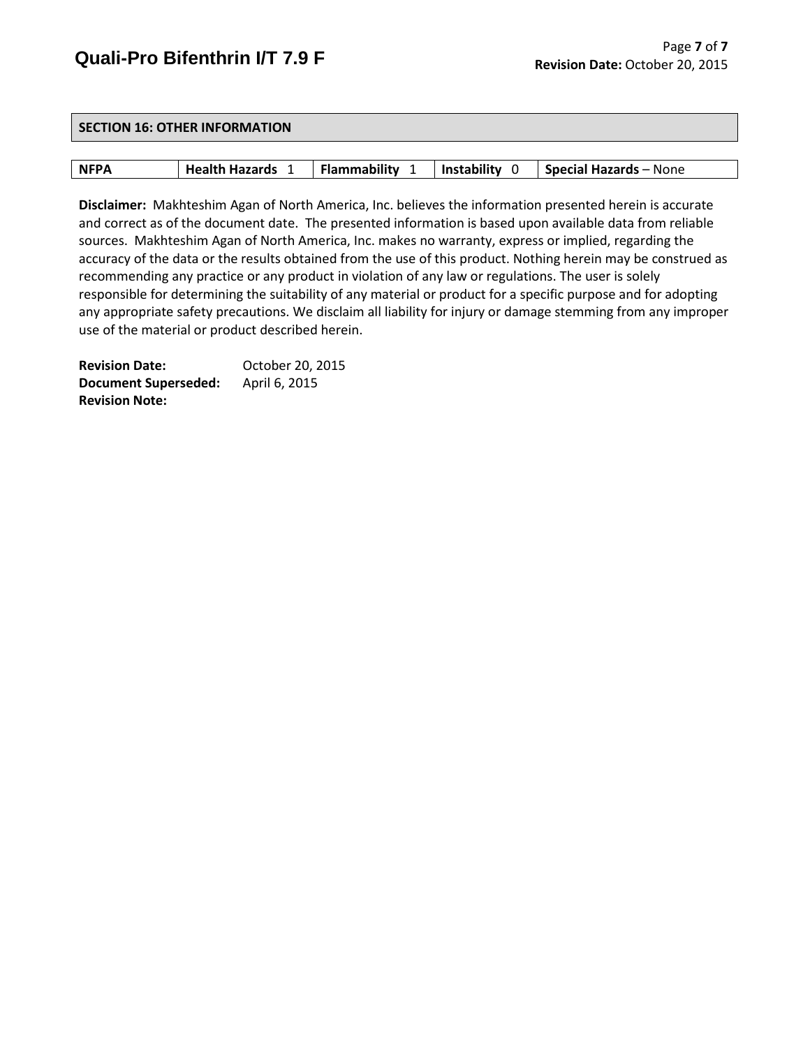## SECTION 16: OTHER INFORMATION

| | | | | |
|---|---|---|---|---|
| **NFPA** | **Health Hazards** 1 | **Flammability** 1 | **Instability** 0 | **Special Hazards** – None |

**Disclaimer:** Makhteshim Agan of North America, Inc. believes the information presented herein is accurate and correct as of the document date. The presented information is based upon available data from reliable sources. Makhteshim Agan of North America, Inc. makes no warranty, express or implied, regarding the accuracy of the data or the results obtained from the use of this product. Nothing herein may be construed as recommending any practice or any product in violation of any law or regulations. The user is solely responsible for determining the suitability of any material or product for a specific purpose and for adopting any appropriate safety precautions. We disclaim all liability for injury or damage stemming from any improper use of the material or product described herein.

**Revision Date:** October 20, 2015
**Document Superseded:** April 6, 2015
**Revision Note:**